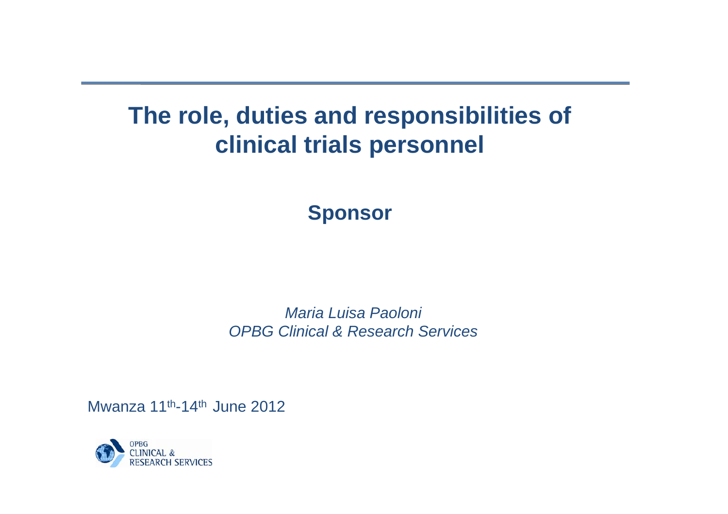# The role, duties and responsibilities of clinical trials personnel

## Sponsor

*Maria Luisa Paoloni*
*OPBG Clinical & Research Services*

Mwanza 11th-14th June 2012

OPBG CLINICAL & RESEARCH SERVICES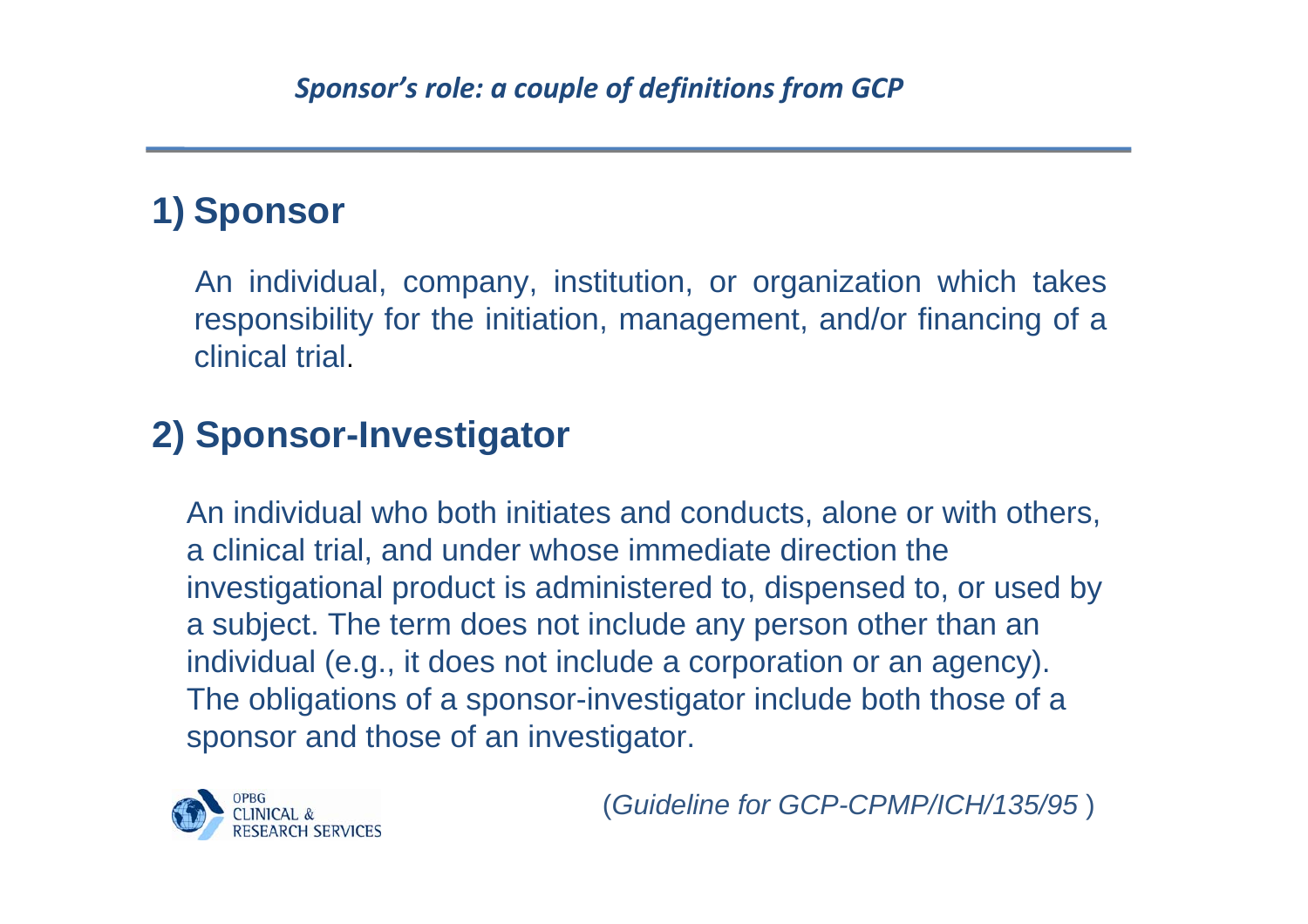*Sponsor's role: a couple of definitions from GCP*

## 1) Sponsor

An individual, company, institution, or organization which takes responsibility for the initiation, management, and/or financing of a clinical trial.

## 2) Sponsor-Investigator

An individual who both initiates and conducts, alone or with others, a clinical trial, and under whose immediate direction the investigational product is administered to, dispensed to, or used by a subject. The term does not include any person other than an individual (e.g., it does not include a corporation or an agency). The obligations of a sponsor-investigator include both those of a sponsor and those of an investigator.

(*Guideline for GCP-CPMP/ICH/135/95* )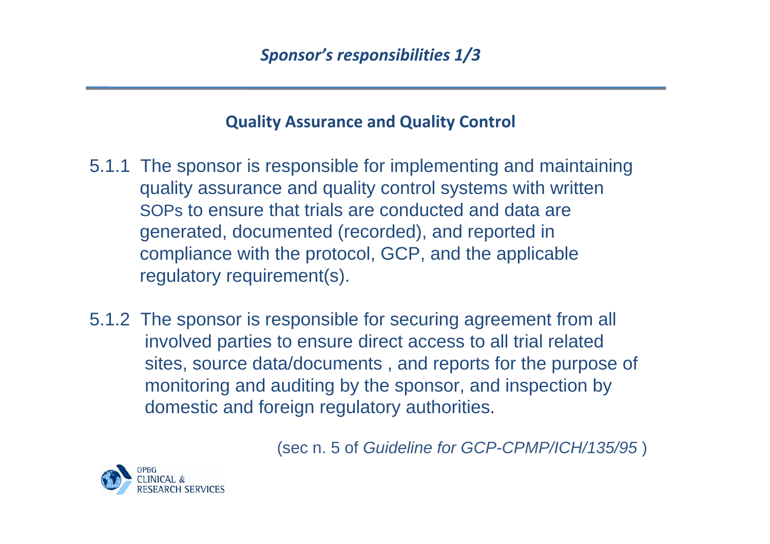## *Sponsor's responsibilities 1/3*

### Quality Assurance and Quality Control

5.1.1 The sponsor is responsible for implementing and maintaining quality assurance and quality control systems with written SOPs to ensure that trials are conducted and data are generated, documented (recorded), and reported in compliance with the protocol, GCP, and the applicable regulatory requirement(s).

5.1.2 The sponsor is responsible for securing agreement from all involved parties to ensure direct access to all trial related sites, source data/documents , and reports for the purpose of monitoring and auditing by the sponsor, and inspection by domestic and foreign regulatory authorities.

(sec n. 5 of *Guideline for GCP-CPMP/ICH/135/95* )

OPBG CLINICAL & RESEARCH SERVICES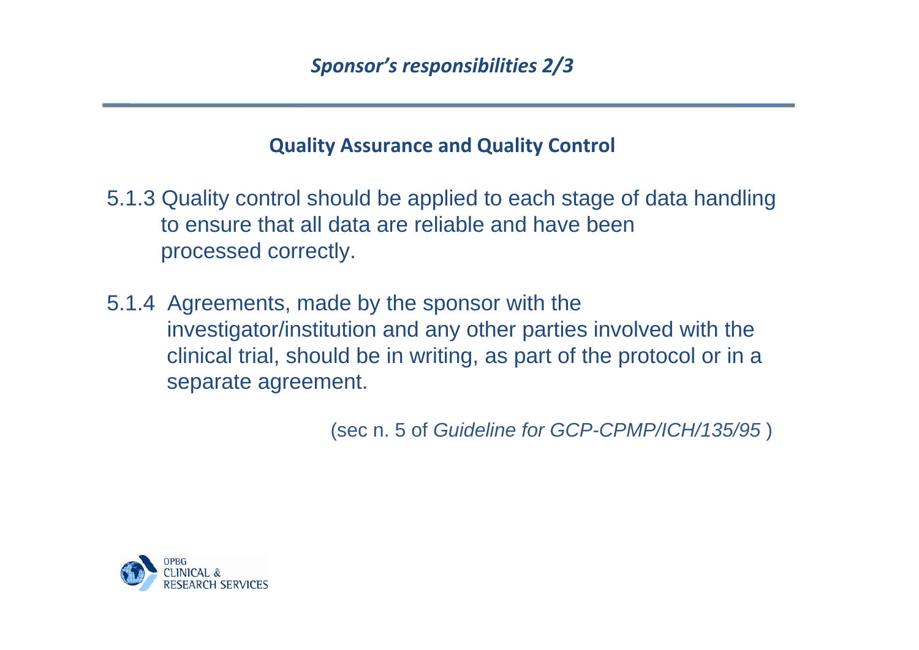## *Sponsor's responsibilities 2/3*

### Quality Assurance and Quality Control

5.1.3 Quality control should be applied to each stage of data handling to ensure that all data are reliable and have been processed correctly.

5.1.4 Agreements, made by the sponsor with the investigator/institution and any other parties involved with the clinical trial, should be in writing, as part of the protocol or in a separate agreement.

(sec n. 5 of *Guideline for GCP-CPMP/ICH/135/95* )

OPBG CLINICAL & RESEARCH SERVICES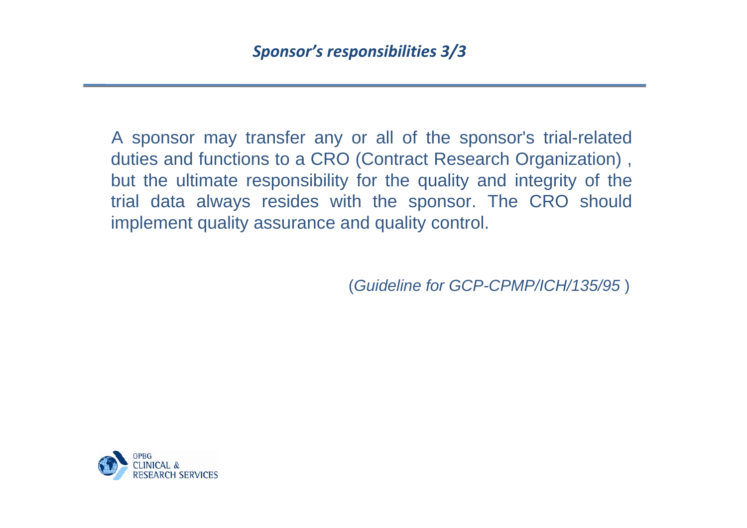## *Sponsor's responsibilities 3/3*

A sponsor may transfer any or all of the sponsor's trial-related duties and functions to a CRO (Contract Research Organization) , but the ultimate responsibility for the quality and integrity of the trial data always resides with the sponsor. The CRO should implement quality assurance and quality control.

(*Guideline for GCP-CPMP/ICH/135/95* )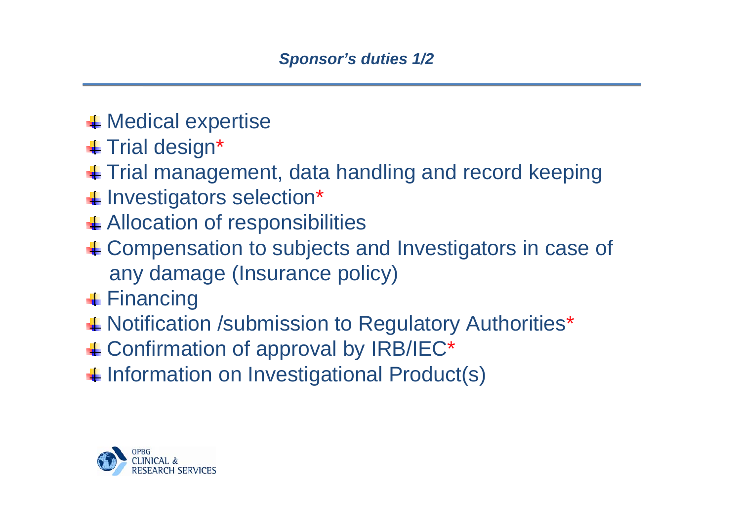### *Sponsor's duties 1/2*

- Medical expertise
- Trial design*
- Trial management, data handling and record keeping
- Investigators selection*
- Allocation of responsibilities
- Compensation to subjects and Investigators in case of any damage (Insurance policy)
- Financing
- Notification /submission to Regulatory Authorities*
- Confirmation of approval by IRB/IEC*
- Information on Investigational Product(s)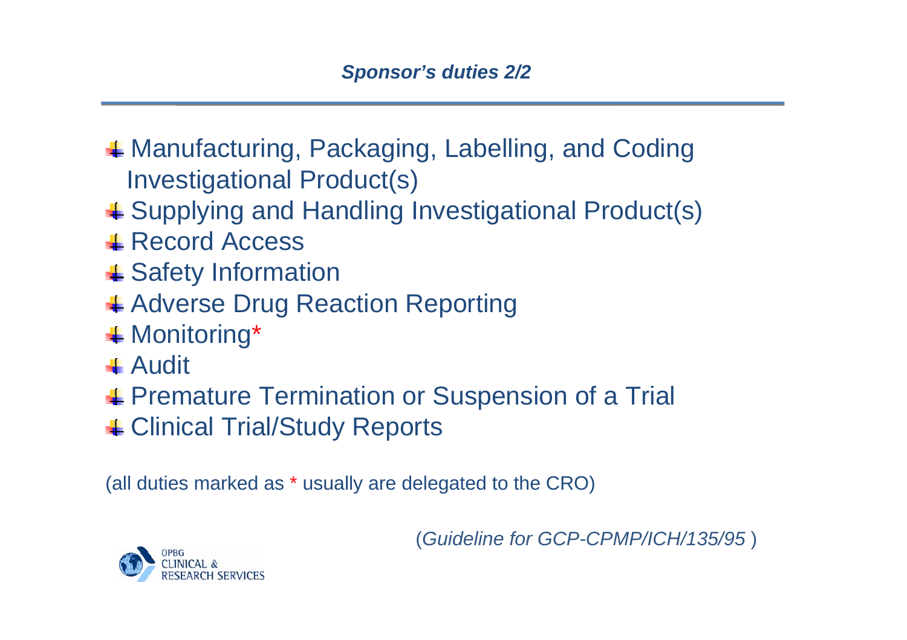## *Sponsor's duties 2/2*

- Manufacturing, Packaging, Labelling, and Coding Investigational Product(s)
- Supplying and Handling Investigational Product(s)
- Record Access
- Safety Information
- Adverse Drug Reaction Reporting
- Monitoring*
- Audit
- Premature Termination or Suspension of a Trial
- Clinical Trial/Study Reports

(all duties marked as * usually are delegated to the CRO)

(*Guideline for GCP-CPMP/ICH/135/95* )

OPBG CLINICAL & RESEARCH SERVICES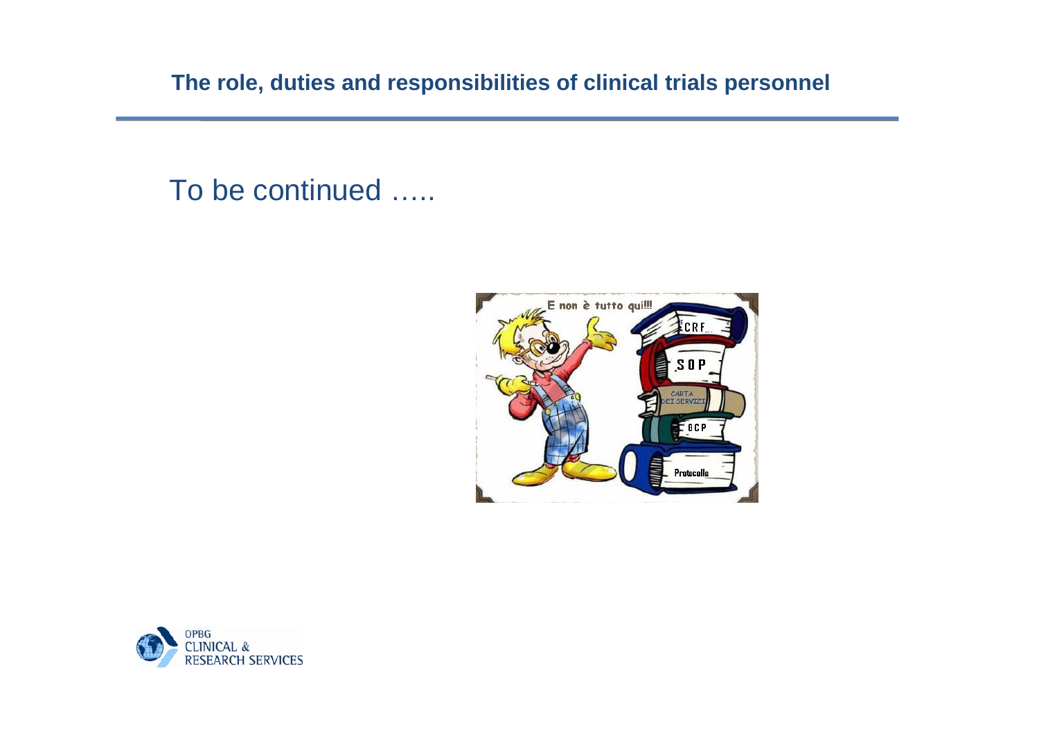## The role, duties and responsibilities of clinical trials personnel

To be continued …..